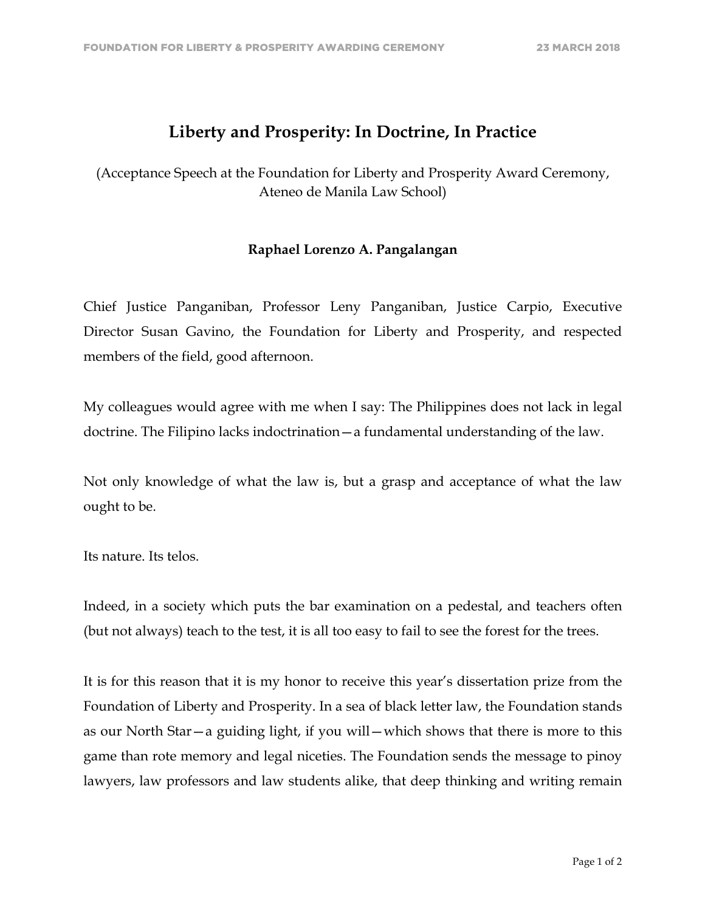# Liberty and Prosperity: In Doctrine, In Practice

(Acceptance Speech at the Foundation for Liberty and Prosperity Award Ceremony, Ateneo de Manila Law School)

**Raphael Lorenzo A. Pangalangan**

Chief Justice Panganiban, Professor Leny Panganiban, Justice Carpio, Executive Director Susan Gavino, the Foundation for Liberty and Prosperity, and respected members of the field, good afternoon.

My colleagues would agree with me when I say: The Philippines does not lack in legal doctrine. The Filipino lacks indoctrination—a fundamental understanding of the law.

Not only knowledge of what the law is, but a grasp and acceptance of what the law ought to be.

Its nature. Its telos.

Indeed, in a society which puts the bar examination on a pedestal, and teachers often (but not always) teach to the test, it is all too easy to fail to see the forest for the trees.

It is for this reason that it is my honor to receive this year's dissertation prize from the Foundation of Liberty and Prosperity. In a sea of black letter law, the Foundation stands as our North Star—a guiding light, if you will—which shows that there is more to this game than rote memory and legal niceties. The Foundation sends the message to pinoy lawyers, law professors and law students alike, that deep thinking and writing remain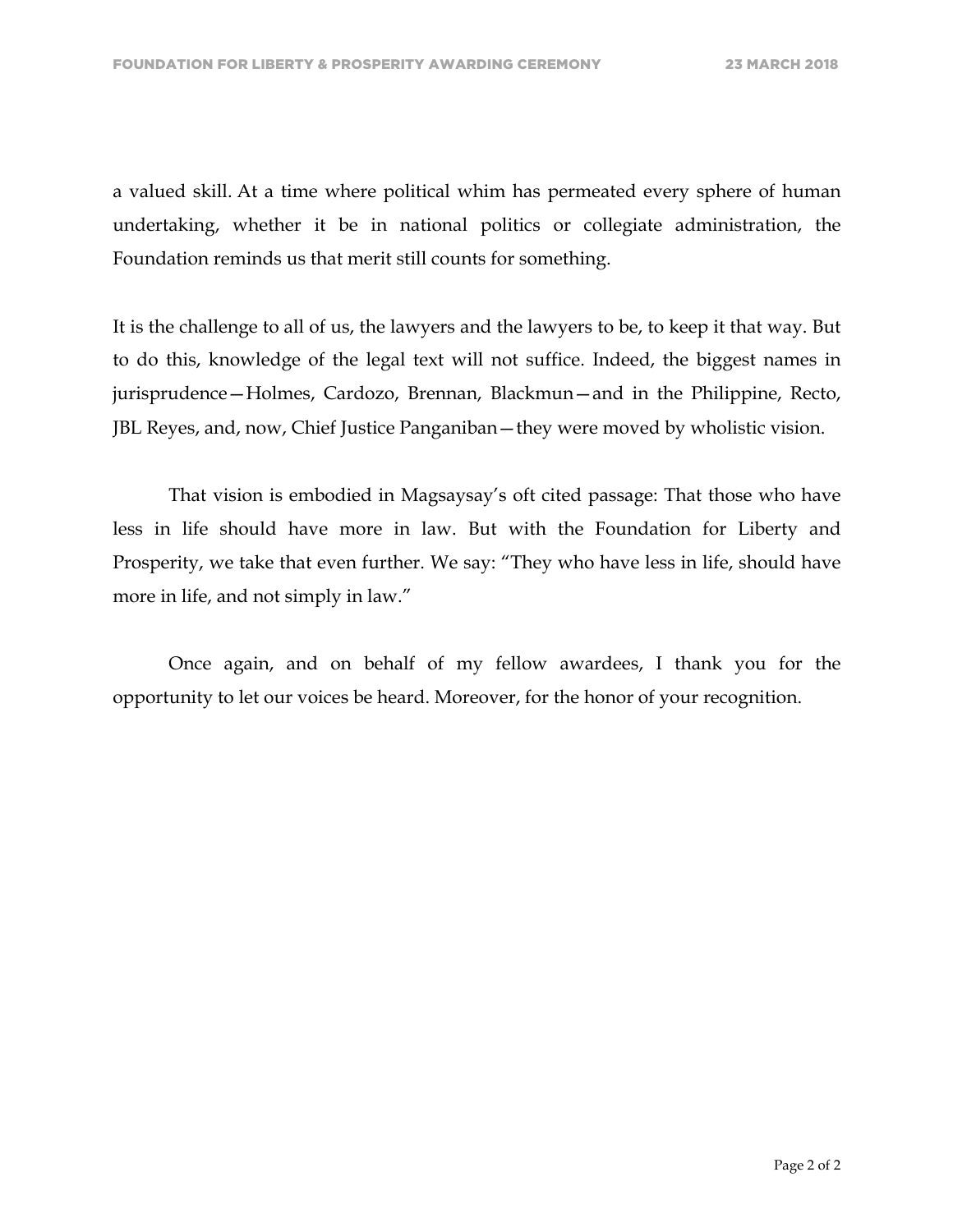a valued skill. At a time where political whim has permeated every sphere of human undertaking, whether it be in national politics or collegiate administration, the Foundation reminds us that merit still counts for something.

It is the challenge to all of us, the lawyers and the lawyers to be, to keep it that way. But to do this, knowledge of the legal text will not suffice. Indeed, the biggest names in jurisprudence—Holmes, Cardozo, Brennan, Blackmun—and in the Philippine, Recto, JBL Reyes, and, now, Chief Justice Panganiban—they were moved by wholistic vision.

That vision is embodied in Magsaysay's oft cited passage: That those who have less in life should have more in law. But with the Foundation for Liberty and Prosperity, we take that even further. We say: "They who have less in life, should have more in life, and not simply in law."

Once again, and on behalf of my fellow awardees, I thank you for the opportunity to let our voices be heard. Moreover, for the honor of your recognition.